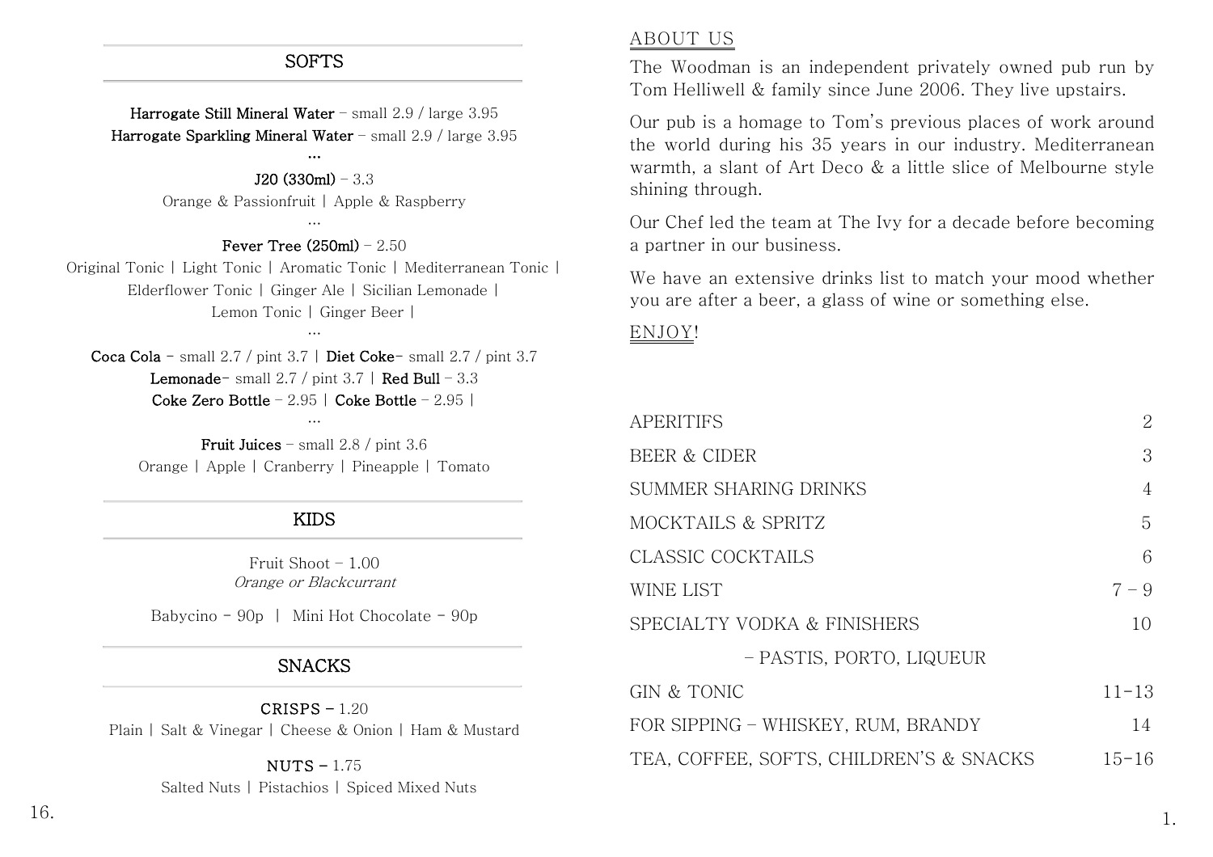## SOFTS

**Harrogate Still Mineral Water** – small 2.9 / large 3.95
**Harrogate Sparkling Mineral Water** – small 2.9 / large 3.95

…

**J20 (330ml)** – 3.3
Orange & Passionfruit | Apple & Raspberry

…

**Fever Tree (250ml)** – 2.50
Original Tonic | Light Tonic | Aromatic Tonic | Mediterranean Tonic | Elderflower Tonic | Ginger Ale | Sicilian Lemonade | Lemon Tonic | Ginger Beer |

…

**Coca Cola** - small 2.7 / pint 3.7 | **Diet Coke**- small 2.7 / pint 3.7
**Lemonade**- small 2.7 / pint 3.7 | **Red Bull** – 3.3
**Coke Zero Bottle** – 2.95 | **Coke Bottle** – 2.95 |

…

**Fruit Juices** – small 2.8 / pint 3.6
Orange | Apple | Cranberry | Pineapple | Tomato

## KIDS

Fruit Shoot – 1.00
*Orange or Blackcurrant*

Babycino - 90p | Mini Hot Chocolate - 90p

## SNACKS

**CRISPS –** 1.20
Plain | Salt & Vinegar | Cheese & Onion | Ham & Mustard

**NUTS –** 1.75
Salted Nuts | Pistachios | Spiced Mixed Nuts

## ABOUT US

The Woodman is an independent privately owned pub run by Tom Helliwell & family since June 2006. They live upstairs.

Our pub is a homage to Tom's previous places of work around the world during his 35 years in our industry. Mediterranean warmth, a slant of Art Deco & a little slice of Melbourne style shining through.

Our Chef led the team at The Ivy for a decade before becoming a partner in our business.

We have an extensive drinks list to match your mood whether you are after a beer, a glass of wine or something else.

ENJOY!

| | |
|---|---|
| APERITIFS | 2 |
| BEER & CIDER | 3 |
| SUMMER SHARING DRINKS | 4 |
| MOCKTAILS & SPRITZ | 5 |
| CLASSIC COCKTAILS | 6 |
| WINE LIST | 7 – 9 |
| SPECIALTY VODKA & FINISHERS – PASTIS, PORTO, LIQUEUR | 10 |
| GIN & TONIC | 11-13 |
| FOR SIPPING – WHISKEY, RUM, BRANDY | 14 |
| TEA, COFFEE, SOFTS, CHILDREN'S & SNACKS | 15-16 |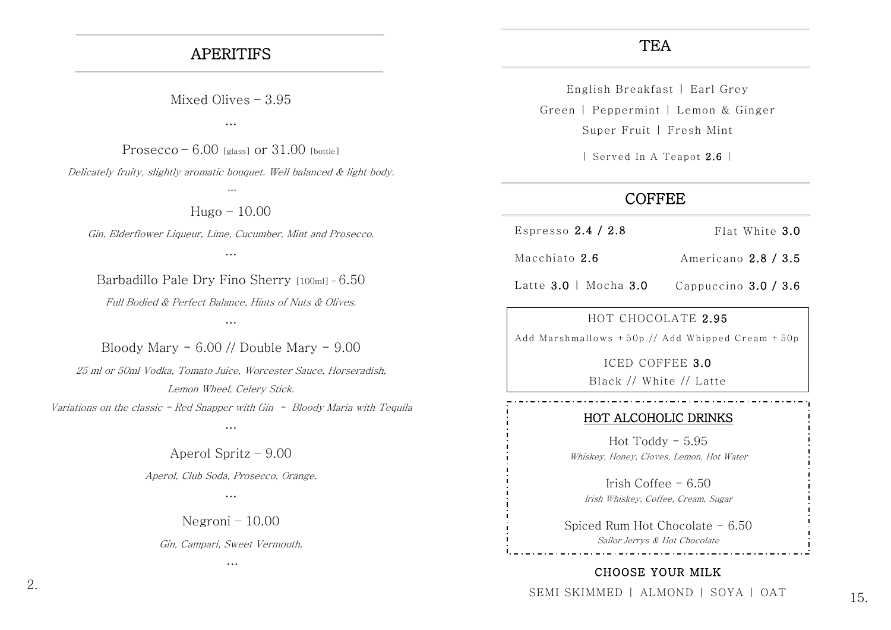## APERITIFS

Mixed Olives – 3.95

…

Prosecco – 6.00 [glass] or 31.00 [bottle]

*Delicately fruity, slightly aromatic bouquet. Well balanced & light body.*

…

Hugo – 10.00

*Gin, Elderflower Liqueur, Lime, Cucumber, Mint and Prosecco.*

…

Barbadillo Pale Dry Fino Sherry [100ml] – 6.50

*Full Bodied & Perfect Balance. Hints of Nuts & Olives.*

…

Bloody Mary – 6.00 // Double Mary – 9.00

*25 ml or 50ml Vodka, Tomato Juice, Worcester Sauce, Horseradish, Lemon Wheel, Celery Stick.*

*Variations on the classic – Red Snapper with Gin – Bloody Maria with Tequila*

…

Aperol Spritz – 9.00

*Aperol, Club Soda, Prosecco, Orange.*

…

Negroni – 10.00

*Gin, Campari, Sweet Vermouth.*

…

## TEA

English Breakfast | Earl Grey

Green | Peppermint | Lemon & Ginger

Super Fruit | Fresh Mint

| Served In A Teapot **2.6** |

## COFFEE

Espresso **2.4 / 2.8**

Flat White **3.0**

Macchiato **2.6**

Americano **2.8 / 3.5**

Latte **3.0** | Mocha **3.0**

Cappuccino **3.0 / 3.6**

HOT CHOCOLATE **2.95**

Add Marshmallows + 50p // Add Whipped Cream + 50p

ICED COFFEE **3.0**

Black // White // Latte

## HOT ALCOHOLIC DRINKS

Hot Toddy – 5.95

*Whiskey, Honey, Cloves, Lemon, Hot Water*

Irish Coffee – 6.50

*Irish Whiskey, Coffee, Cream, Sugar*

Spiced Rum Hot Chocolate – 6.50

*Sailor Jerrys & Hot Chocolate*

**CHOOSE YOUR MILK**

SEMI SKIMMED | ALMOND | SOYA | OAT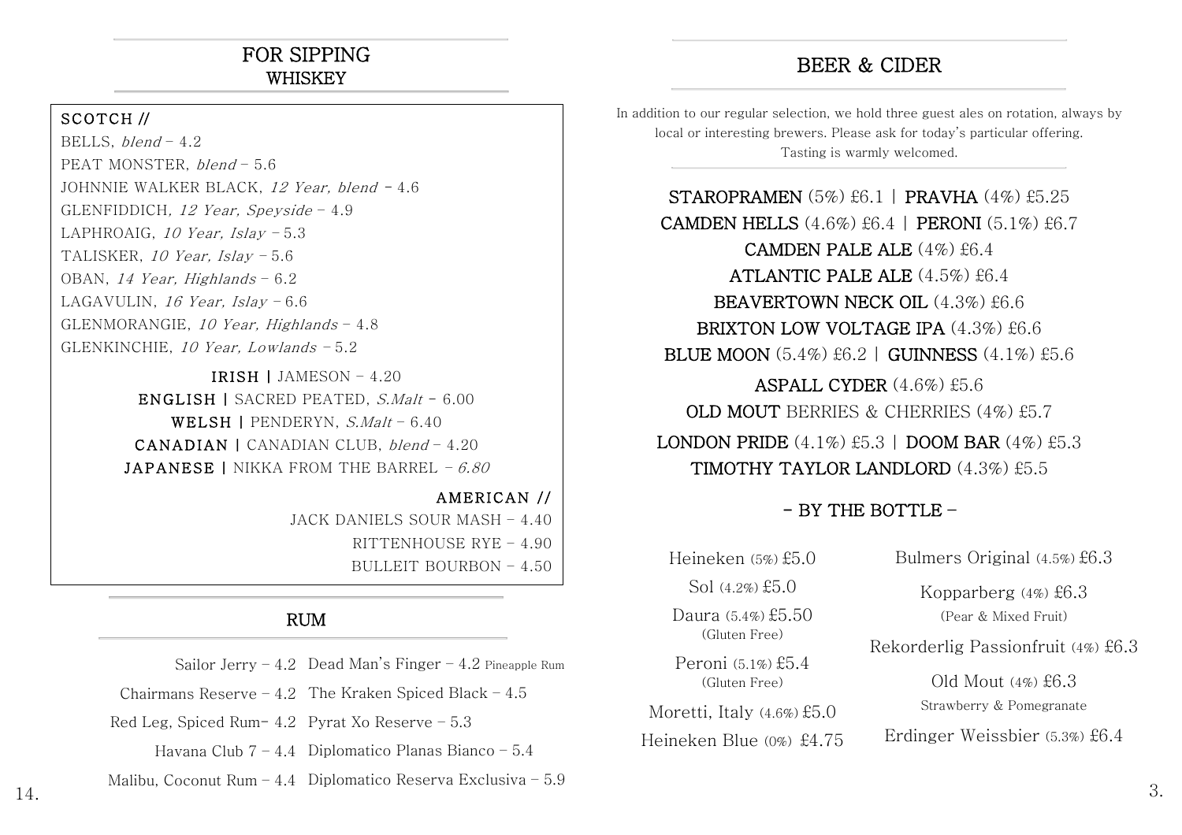## FOR SIPPING

### WHISKEY

**SCOTCH //**

BELLS, *blend* – 4.2
PEAT MONSTER, *blend* – 5.6
JOHNNIE WALKER BLACK, *12 Year, blend* – 4.6
GLENFIDDICH, *12 Year, Speyside* – 4.9
LAPHROAIG, *10 Year, Islay* – 5.3
TALISKER, *10 Year, Islay* – 5.6
OBAN, *14 Year, Highlands* – 6.2
LAGAVULIN, *16 Year, Islay* – 6.6
GLENMORANGIE, *10 Year, Highlands* – 4.8
GLENKINCHIE, *10 Year, Lowlands* – 5.2

**IRISH |** JAMESON – 4.20
**ENGLISH |** SACRED PEATED, *S.Malt* – 6.00
**WELSH |** PENDERYN, *S.Malt* – 6.40
**CANADIAN |** CANADIAN CLUB, *blend* – 4.20
**JAPANESE |** NIKKA FROM THE BARREL – *6.80*

**AMERICAN //**

JACK DANIELS SOUR MASH – 4.40
RITTENHOUSE RYE – 4.90
BULLEIT BOURBON – 4.50

### RUM

Sailor Jerry – 4.2
Chairmans Reserve – 4.2
Red Leg, Spiced Rum– 4.2
Havana Club 7 – 4.4
Malibu, Coconut Rum – 4.4
Dead Man's Finger – 4.2 Pineapple Rum
The Kraken Spiced Black – 4.5
Pyrat Xo Reserve – 5.3
Diplomatico Planas Bianco – 5.4
Diplomatico Reserva Exclusiva – 5.9

## BEER & CIDER

In addition to our regular selection, we hold three guest ales on rotation, always by local or interesting brewers. Please ask for today's particular offering. Tasting is warmly welcomed.

**STAROPRAMEN** (5%) £6.1 | **PRAVHA** (4%) £5.25
**CAMDEN HELLS** (4.6%) £6.4 | **PERONI** (5.1%) £6.7
**CAMDEN PALE ALE** (4%) £6.4
**ATLANTIC PALE ALE** (4.5%) £6.4
**BEAVERTOWN NECK OIL** (4.3%) £6.6
**BRIXTON LOW VOLTAGE IPA** (4.3%) £6.6
**BLUE MOON** (5.4%) £6.2 | **GUINNESS** (4.1%) £5.6
**ASPALL CYDER** (4.6%) £5.6
**OLD MOUT** BERRIES & CHERRIES (4%) £5.7
**LONDON PRIDE** (4.1%) £5.3 | **DOOM BAR** (4%) £5.3
**TIMOTHY TAYLOR LANDLORD** (4.3%) £5.5

### – BY THE BOTTLE –

Heineken (5%) £5.0
Sol (4.2%) £5.0
Daura (5.4%) £5.50 (Gluten Free)
Peroni (5.1%) £5.4 (Gluten Free)
Moretti, Italy (4.6%) £5.0
Heineken Blue (0%) £4.75

Bulmers Original (4.5%) £6.3
Kopparberg (4%) £6.3 (Pear & Mixed Fruit)
Rekorderlig Passionfruit (4%) £6.3
Old Mout (4%) £6.3 Strawberry & Pomegranate
Erdinger Weissbier (5.3%) £6.4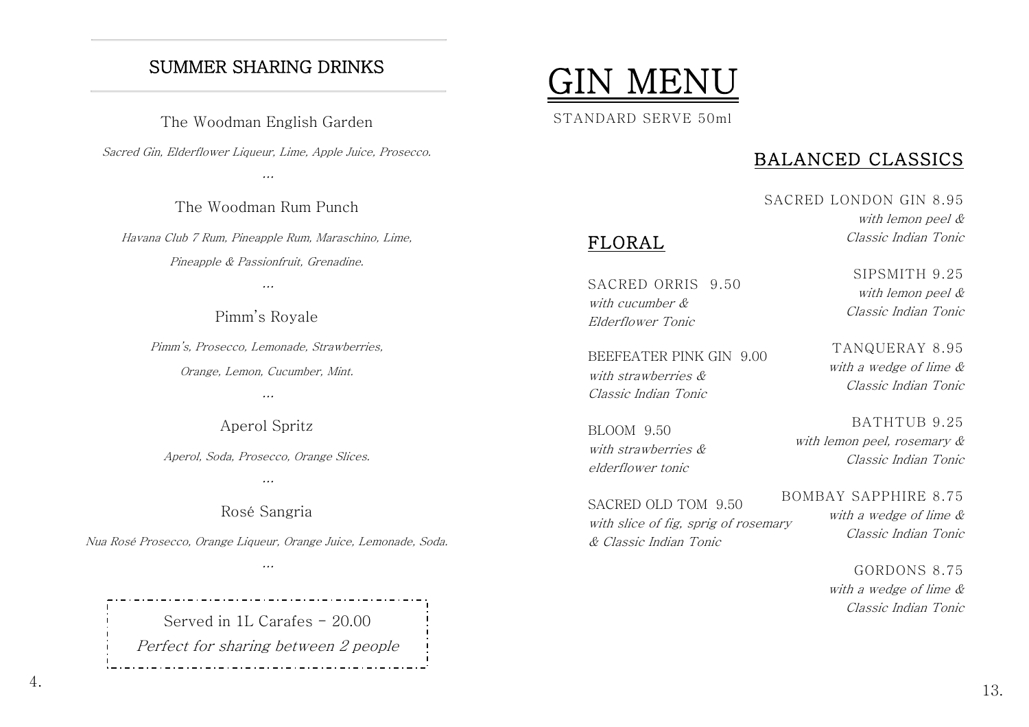## SUMMER SHARING DRINKS

The Woodman English Garden

*Sacred Gin, Elderflower Liqueur, Lime, Apple Juice, Prosecco.*

...

The Woodman Rum Punch

*Havana Club 7 Rum, Pineapple Rum, Maraschino, Lime,*

*Pineapple & Passionfruit, Grenadine.*

...

Pimm's Royale

*Pimm's, Prosecco, Lemonade, Strawberries,*

*Orange, Lemon, Cucumber, Mint.*

...

Aperol Spritz

*Aperol, Soda, Prosecco, Orange Slices.*

...

Rosé Sangria

*Nua Rosé Prosecco, Orange Liqueur, Orange Juice, Lemonade, Soda.*

...

Served in 1L Carafes - 20.00

*Perfect for sharing between 2 people*

# GIN MENU

STANDARD SERVE 50ml

## FLORAL

SACRED ORRIS 9.50
*with cucumber & Elderflower Tonic*

BEEFEATER PINK GIN 9.00
*with strawberries & Classic Indian Tonic*

BLOOM 9.50
*with strawberries & elderflower tonic*

SACRED OLD TOM 9.50
*with slice of fig, sprig of rosemary & Classic Indian Tonic*

## BALANCED CLASSICS

SACRED LONDON GIN 8.95
*with lemon peel & Classic Indian Tonic*

SIPSMITH 9.25
*with lemon peel & Classic Indian Tonic*

TANQUERAY 8.95
*with a wedge of lime & Classic Indian Tonic*

BATHTUB 9.25
*with lemon peel, rosemary & Classic Indian Tonic*

BOMBAY SAPPHIRE 8.75
*with a wedge of lime & Classic Indian Tonic*

GORDONS 8.75
*with a wedge of lime & Classic Indian Tonic*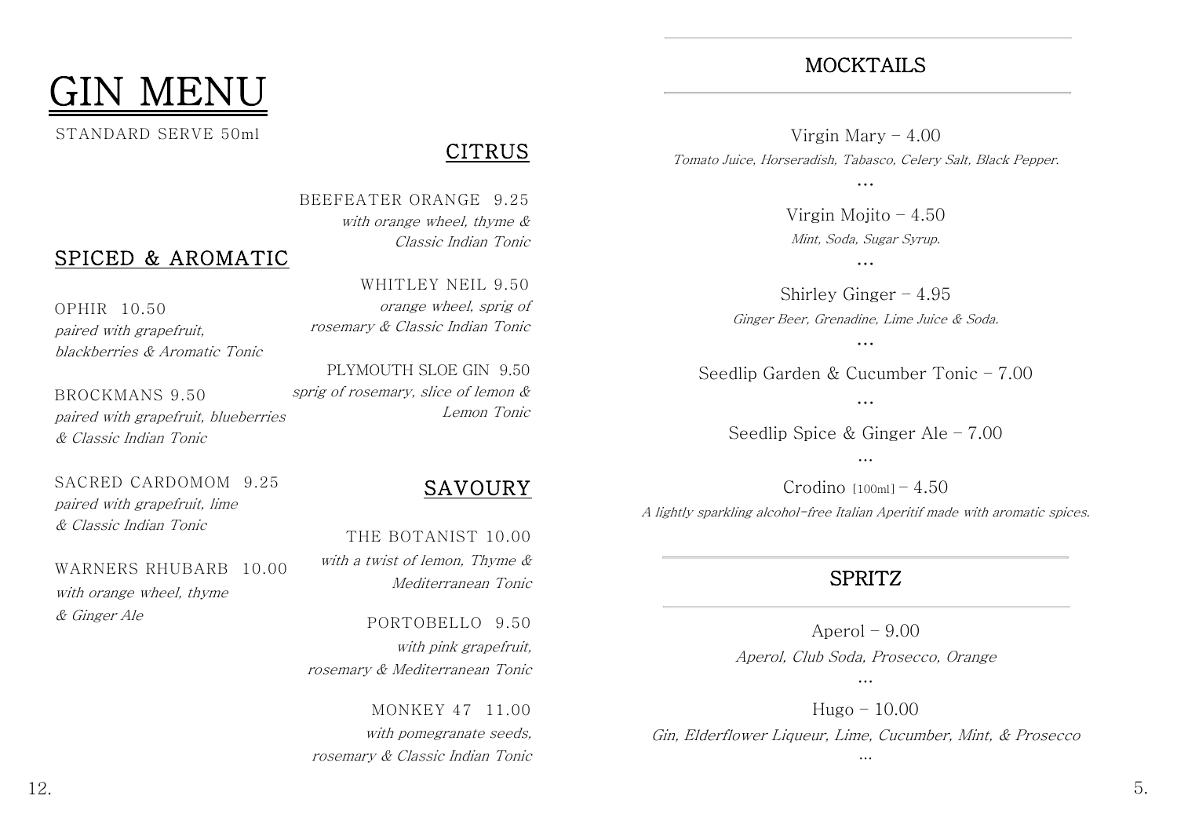# GIN MENU

STANDARD SERVE 50ml

## SPICED & AROMATIC

OPHIR 10.50
*paired with grapefruit, blackberries & Aromatic Tonic*

BROCKMANS 9.50
*paired with grapefruit, blueberries & Classic Indian Tonic*

SACRED CARDOMOM 9.25
*paired with grapefruit, lime & Classic Indian Tonic*

WARNERS RHUBARB 10.00
*with orange wheel, thyme & Ginger Ale*

## CITRUS

BEEFEATER ORANGE 9.25
*with orange wheel, thyme & Classic Indian Tonic*

WHITLEY NEIL 9.50
*orange wheel, sprig of rosemary & Classic Indian Tonic*

PLYMOUTH SLOE GIN 9.50
*sprig of rosemary, slice of lemon & Lemon Tonic*

## SAVOURY

THE BOTANIST 10.00
*with a twist of lemon, Thyme & Mediterranean Tonic*

PORTOBELLO 9.50
*with pink grapefruit, rosemary & Mediterranean Tonic*

MONKEY 47 11.00
*with pomegranate seeds, rosemary & Classic Indian Tonic*

## MOCKTAILS

Virgin Mary – 4.00
*Tomato Juice, Horseradish, Tabasco, Celery Salt, Black Pepper.*

…

Virgin Mojito – 4.50
*Mint, Soda, Sugar Syrup.*

…

Shirley Ginger – 4.95
*Ginger Beer, Grenadine, Lime Juice & Soda.*

…

Seedlip Garden & Cucumber Tonic – 7.00

…

Seedlip Spice & Ginger Ale – 7.00

…

Crodino [100ml] – 4.50
*A lightly sparkling alcohol-free Italian Aperitif made with aromatic spices.*

## SPRITZ

Aperol – 9.00
*Aperol, Club Soda, Prosecco, Orange*

…

Hugo – 10.00
*Gin, Elderflower Liqueur, Lime, Cucumber, Mint, & Prosecco*

…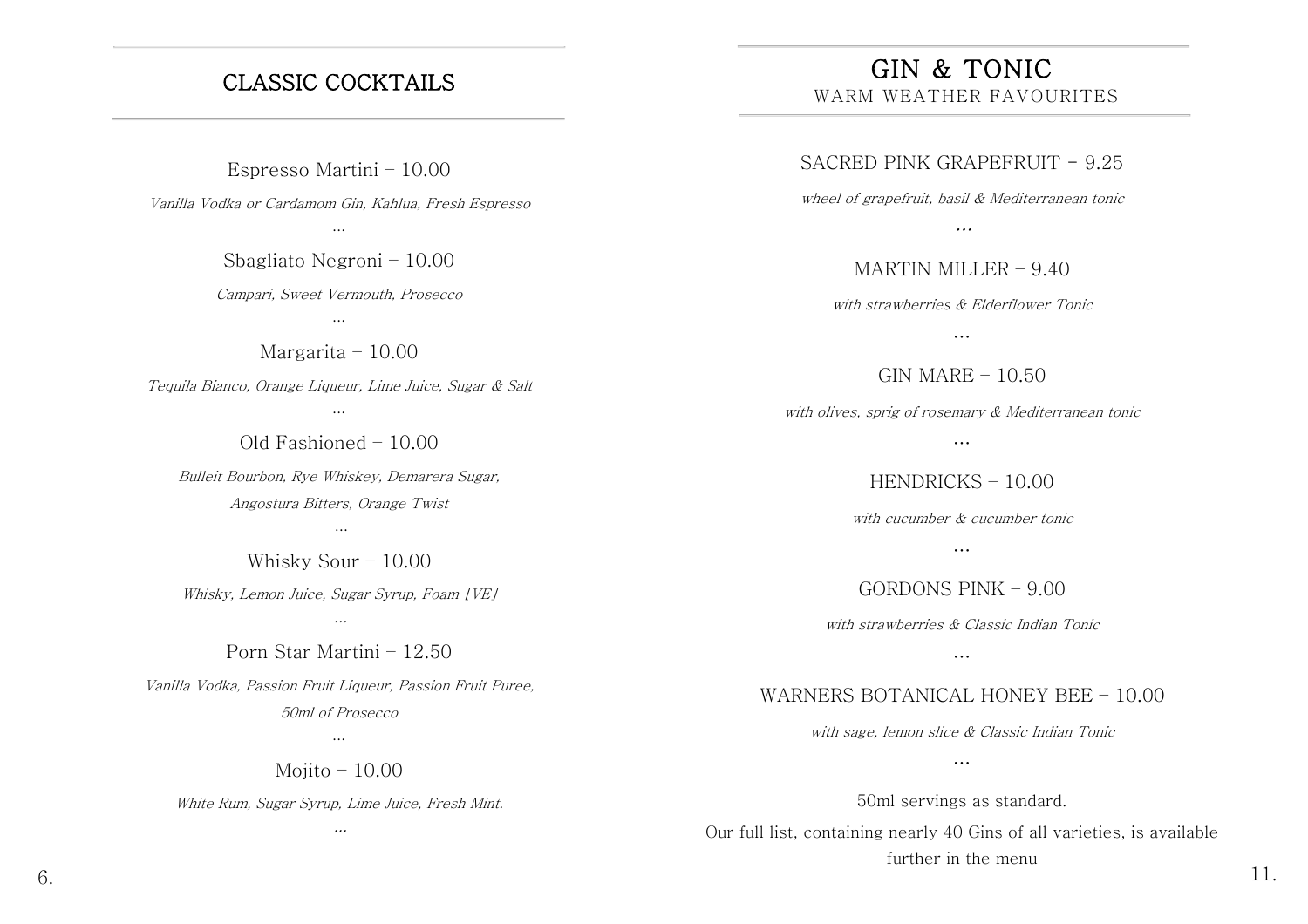## CLASSIC COCKTAILS

Espresso Martini – 10.00

*Vanilla Vodka or Cardamom Gin, Kahlua, Fresh Espresso*

…

Sbagliato Negroni – 10.00

*Campari, Sweet Vermouth, Prosecco*

…

Margarita – 10.00

*Tequila Bianco, Orange Liqueur, Lime Juice, Sugar & Salt*

…

Old Fashioned – 10.00

*Bulleit Bourbon, Rye Whiskey, Demarera Sugar,*

*Angostura Bitters, Orange Twist*

…

Whisky Sour – 10.00

*Whisky, Lemon Juice, Sugar Syrup, Foam [VE]*

…

Porn Star Martini – 12.50

*Vanilla Vodka, Passion Fruit Liqueur, Passion Fruit Puree,*

*50ml of Prosecco*

…

Mojito – 10.00

*White Rum, Sugar Syrup, Lime Juice, Fresh Mint.*

…

## GIN & TONIC

WARM WEATHER FAVOURITES

SACRED PINK GRAPEFRUIT - 9.25

*wheel of grapefruit, basil & Mediterranean tonic*

…

MARTIN MILLER – 9.40

*with strawberries & Elderflower Tonic*

…

GIN MARE – 10.50

*with olives, sprig of rosemary & Mediterranean tonic*

…

HENDRICKS – 10.00

*with cucumber & cucumber tonic*

…

GORDONS PINK – 9.00

*with strawberries & Classic Indian Tonic*

…

WARNERS BOTANICAL HONEY BEE – 10.00

*with sage, lemon slice & Classic Indian Tonic*

…

50ml servings as standard.

Our full list, containing nearly 40 Gins of all varieties, is available further in the menu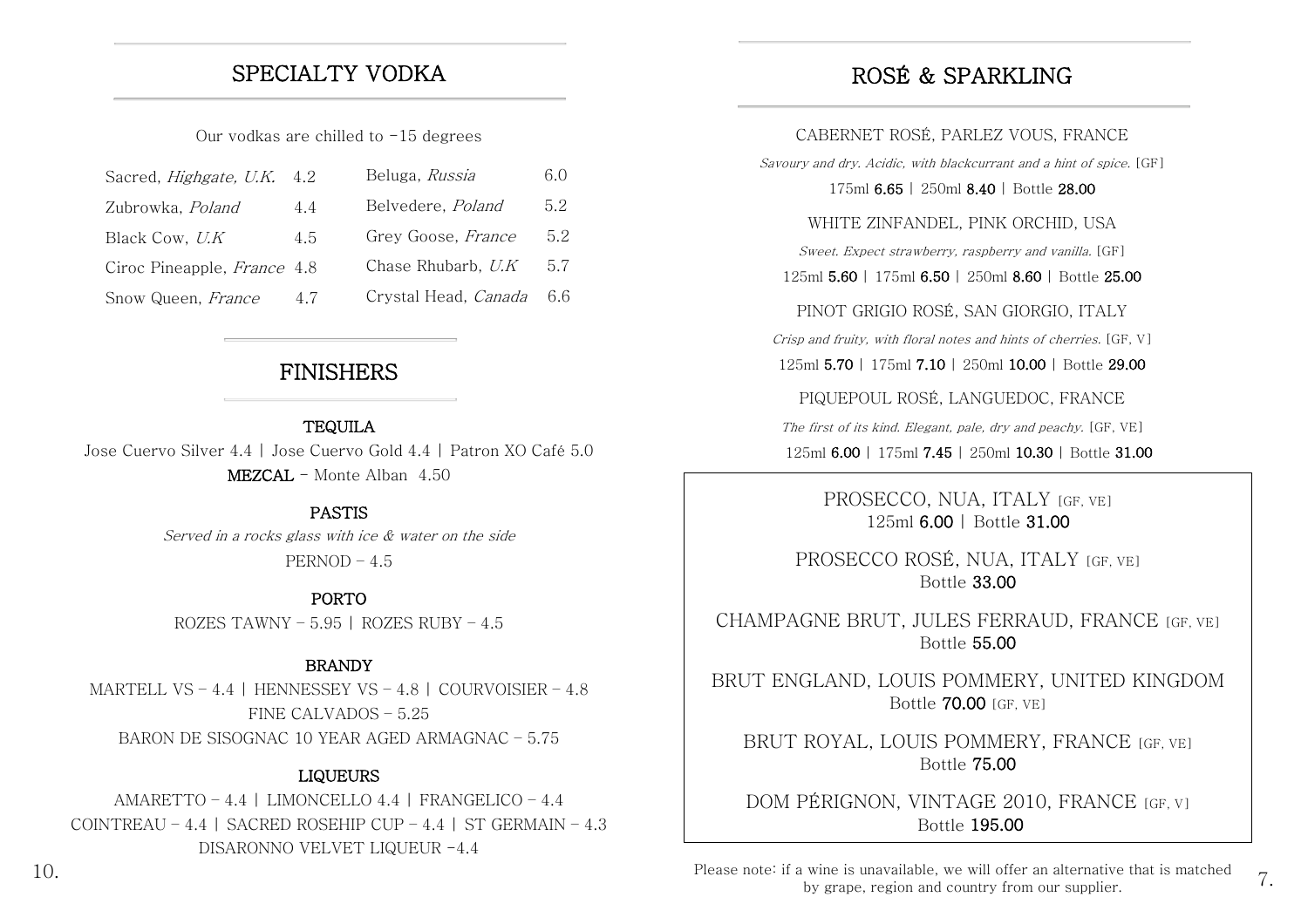## SPECIALTY VODKA

Our vodkas are chilled to -15 degrees

| | | | |
|---|---|---|---|
| Sacred, *Highgate, U.K.* | 4.2 | Beluga, *Russia* | 6.0 |
| Zubrowka, *Poland* | 4.4 | Belvedere, *Poland* | 5.2 |
| Black Cow, *U.K* | 4.5 | Grey Goose, *France* | 5.2 |
| Ciroc Pineapple, *France* | 4.8 | Chase Rhubarb, *U.K* | 5.7 |
| Snow Queen, *France* | 4.7 | Crystal Head, *Canada* | 6.6 |

## FINISHERS

**TEQUILA**

Jose Cuervo Silver 4.4 | Jose Cuervo Gold 4.4 | Patron XO Café 5.0

**MEZCAL** - Monte Alban 4.50

**PASTIS**

*Served in a rocks glass with ice & water on the side*

PERNOD – 4.5

**PORTO**

ROZES TAWNY – 5.95 | ROZES RUBY – 4.5

**BRANDY**

MARTELL VS – 4.4 | HENNESSEY VS – 4.8 | COURVOISIER – 4.8

FINE CALVADOS – 5.25

BARON DE SISOGNAC 10 YEAR AGED ARMAGNAC – 5.75

**LIQUEURS**

AMARETTO – 4.4 | LIMONCELLO 4.4 | FRANGELICO – 4.4

COINTREAU – 4.4 | SACRED ROSEHIP CUP – 4.4 | ST GERMAIN – 4.3

DISARONNO VELVET LIQUEUR -4.4

## ROSÉ & SPARKLING

CABERNET ROSÉ, PARLEZ VOUS, FRANCE

*Savoury and dry. Acidic, with blackcurrant and a hint of spice.* [GF]

175ml **6.65** | 250ml **8.40** | Bottle **28.00**

WHITE ZINFANDEL, PINK ORCHID, USA

*Sweet. Expect strawberry, raspberry and vanilla.* [GF]

125ml **5.60** | 175ml **6.50** | 250ml **8.60** | Bottle **25.00**

PINOT GRIGIO ROSÉ, SAN GIORGIO, ITALY

*Crisp and fruity, with floral notes and hints of cherries.* [GF, V]

125ml **5.70** | 175ml **7.10** | 250ml **10.00** | Bottle **29.00**

PIQUEPOUL ROSÉ, LANGUEDOC, FRANCE

*The first of its kind. Elegant, pale, dry and peachy.* [GF, VE]

125ml **6.00** | 175ml **7.45** | 250ml **10.30** | Bottle **31.00**

PROSECCO, NUA, ITALY [GF, VE]
125ml **6.00** | Bottle **31.00**

PROSECCO ROSÉ, NUA, ITALY [GF, VE]
Bottle **33.00**

CHAMPAGNE BRUT, JULES FERRAUD, FRANCE [GF, VE]
Bottle **55.00**

BRUT ENGLAND, LOUIS POMMERY, UNITED KINGDOM
Bottle **70.00** [GF, VE]

BRUT ROYAL, LOUIS POMMERY, FRANCE [GF, VE]
Bottle **75.00**

DOM PÉRIGNON, VINTAGE 2010, FRANCE [GF, V]
Bottle **195.00**

Please note: if a wine is unavailable, we will offer an alternative that is matched by grape, region and country from our supplier.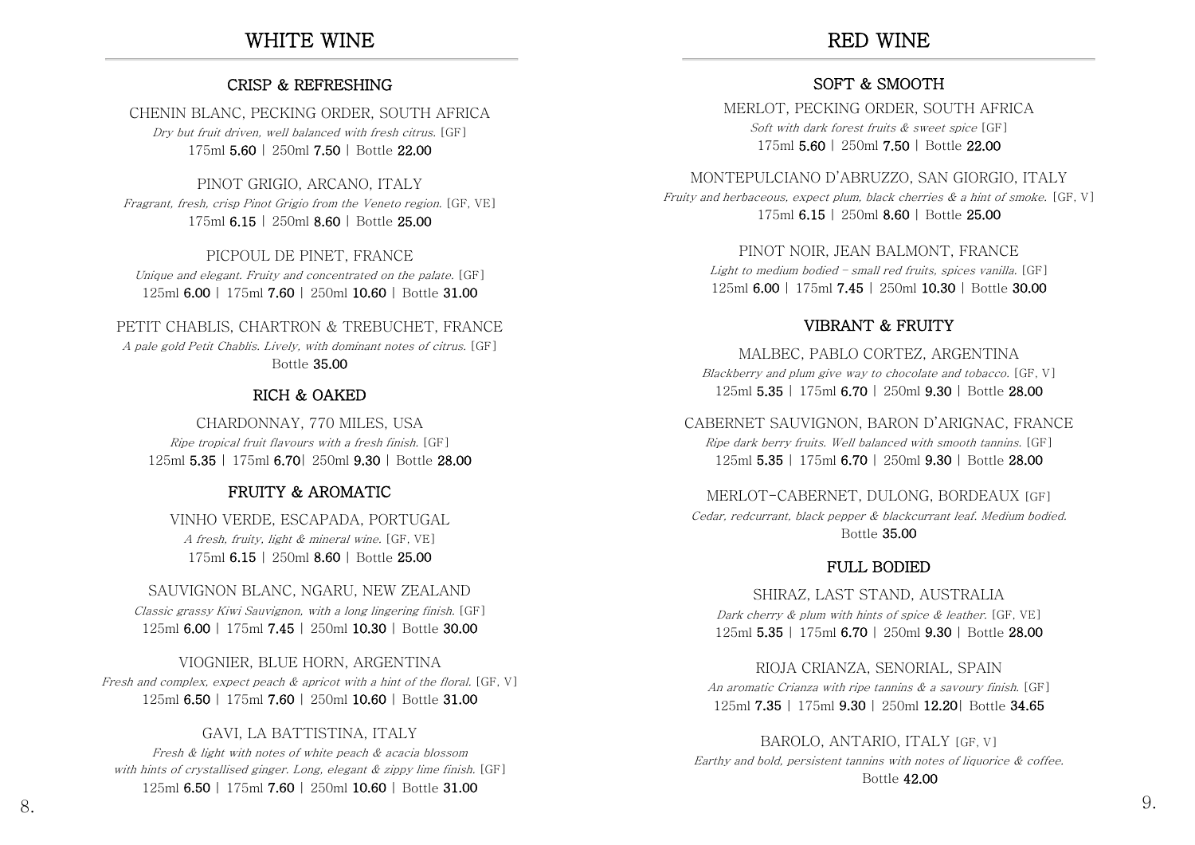# WHITE WINE

## CRISP & REFRESHING

CHENIN BLANC, PECKING ORDER, SOUTH AFRICA
*Dry but fruit driven, well balanced with fresh citrus.* [GF]
175ml **5.60** | 250ml **7.50** | Bottle **22.00**

PINOT GRIGIO, ARCANO, ITALY
*Fragrant, fresh, crisp Pinot Grigio from the Veneto region.* [GF, VE]
175ml **6.15** | 250ml **8.60** | Bottle **25.00**

PICPOUL DE PINET, FRANCE
*Unique and elegant. Fruity and concentrated on the palate.* [GF]
125ml **6.00** | 175ml **7.60** | 250ml **10.60** | Bottle **31.00**

PETIT CHABLIS, CHARTRON & TREBUCHET, FRANCE
*A pale gold Petit Chablis. Lively, with dominant notes of citrus.* [GF]
Bottle **35.00**

## RICH & OAKED

CHARDONNAY, 770 MILES, USA
*Ripe tropical fruit flavours with a fresh finish.* [GF]
125ml **5.35** | 175ml **6.70**| 250ml **9.30** | Bottle **28.00**

## FRUITY & AROMATIC

VINHO VERDE, ESCAPADA, PORTUGAL
*A fresh, fruity, light & mineral wine.* [GF, VE]
175ml **6.15** | 250ml **8.60** | Bottle **25.00**

SAUVIGNON BLANC, NGARU, NEW ZEALAND
*Classic grassy Kiwi Sauvignon, with a long lingering finish.* [GF]
125ml **6.00** | 175ml **7.45** | 250ml **10.30** | Bottle **30.00**

VIOGNIER, BLUE HORN, ARGENTINA
*Fresh and complex, expect peach & apricot with a hint of the floral.* [GF, V]
125ml **6.50** | 175ml **7.60** | 250ml **10.60** | Bottle **31.00**

GAVI, LA BATTISTINA, ITALY
*Fresh & light with notes of white peach & acacia blossom with hints of crystallised ginger. Long, elegant & zippy lime finish.* [GF]
125ml **6.50** | 175ml **7.60** | 250ml **10.60** | Bottle **31.00**

# RED WINE

## SOFT & SMOOTH

MERLOT, PECKING ORDER, SOUTH AFRICA
*Soft with dark forest fruits & sweet spice* [GF]
175ml **5.60** | 250ml **7.50** | Bottle **22.00**

MONTEPULCIANO D'ABRUZZO, SAN GIORGIO, ITALY
*Fruity and herbaceous, expect plum, black cherries & a hint of smoke.* [GF, V]
175ml **6.15** | 250ml **8.60** | Bottle **25.00**

PINOT NOIR, JEAN BALMONT, FRANCE
*Light to medium bodied - small red fruits, spices vanilla.* [GF]
125ml **6.00** | 175ml **7.45** | 250ml **10.30** | Bottle **30.00**

## VIBRANT & FRUITY

MALBEC, PABLO CORTEZ, ARGENTINA
*Blackberry and plum give way to chocolate and tobacco.* [GF, V]
125ml **5.35** | 175ml **6.70** | 250ml **9.30** | Bottle **28.00**

CABERNET SAUVIGNON, BARON D'ARIGNAC, FRANCE
*Ripe dark berry fruits. Well balanced with smooth tannins.* [GF]
125ml **5.35** | 175ml **6.70** | 250ml **9.30** | Bottle **28.00**

MERLOT-CABERNET, DULONG, BORDEAUX [GF]
*Cedar, redcurrant, black pepper & blackcurrant leaf. Medium bodied.*
Bottle **35.00**

## FULL BODIED

SHIRAZ, LAST STAND, AUSTRALIA
*Dark cherry & plum with hints of spice & leather.* [GF, VE]
125ml **5.35** | 175ml **6.70** | 250ml **9.30** | Bottle **28.00**

RIOJA CRIANZA, SENORIAL, SPAIN
*An aromatic Crianza with ripe tannins & a savoury finish.* [GF]
125ml **7.35** | 175ml **9.30** | 250ml **12.20**| Bottle **34.65**

BAROLO, ANTARIO, ITALY [GF, V]
*Earthy and bold, persistent tannins with notes of liquorice & coffee.*
Bottle **42.00**